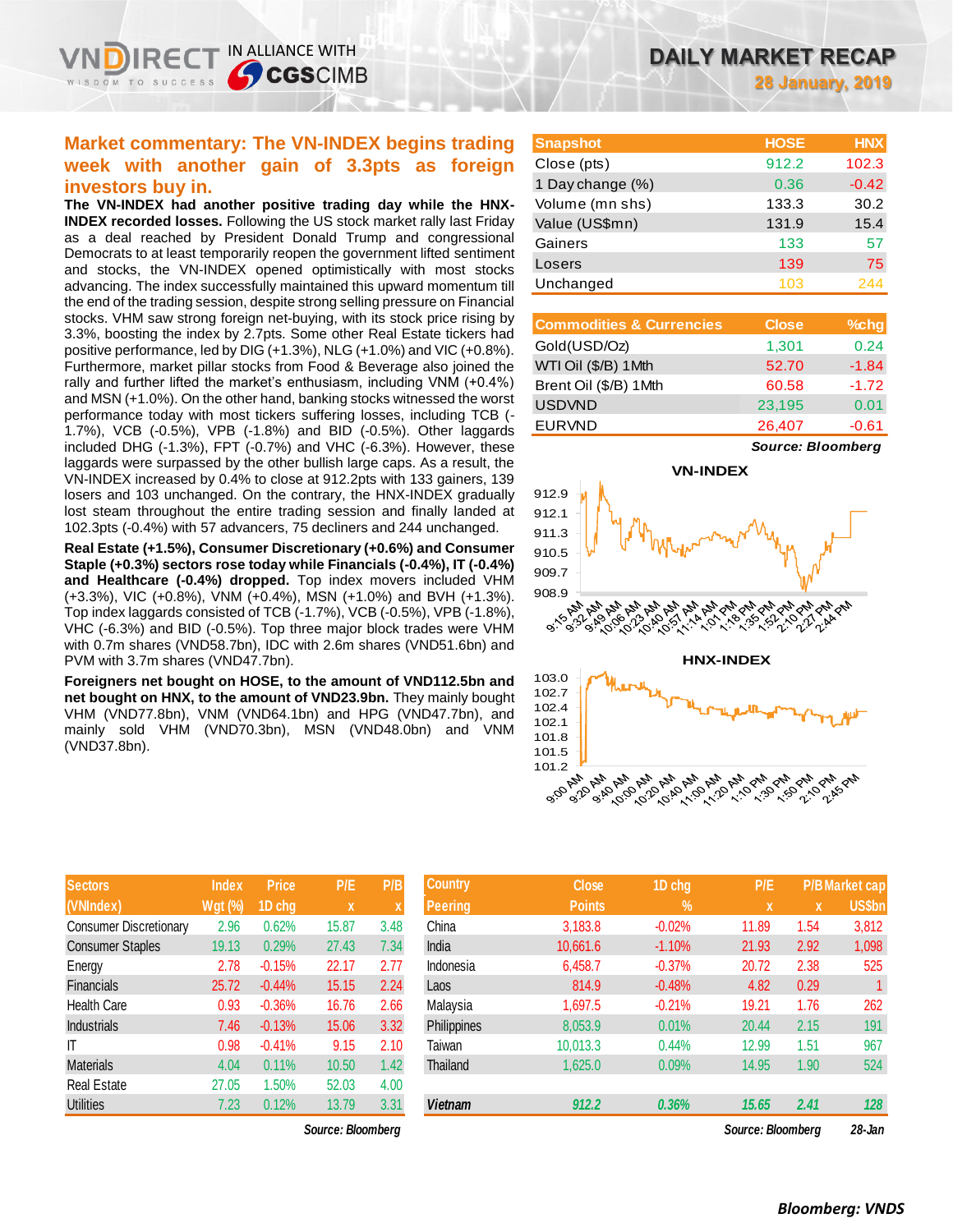# DAILY MARKET RECAP

**28 January, 2019**

## Market commentary: The VN-INDEX begins trading week with another gain of 3.3pts as foreign investors buy in.

**The VN-INDEX had another positive trading day while the HNX-INDEX recorded losses.** Following the US stock market rally last Friday as a deal reached by President Donald Trump and congressional Democrats to at least temporarily reopen the government lifted sentiment and stocks, the VN-INDEX opened optimistically with most stocks advancing. The index successfully maintained this upward momentum till the end of the trading session, despite strong selling pressure on Financial stocks. VHM saw strong foreign net-buying, with its stock price rising by 3.3%, boosting the index by 2.7pts. Some other Real Estate tickers had positive performance, led by DIG (+1.3%), NLG (+1.0%) and VIC (+0.8%). Furthermore, market pillar stocks from Food & Beverage also joined the rally and further lifted the market's enthusiasm, including VNM (+0.4%) and MSN (+1.0%). On the other hand, banking stocks witnessed the worst performance today with most tickers suffering losses, including TCB (-1.7%), VCB (-0.5%), VPB (-1.8%) and BID (-0.5%). Other laggards included DHG (-1.3%), FPT (-0.7%) and VHC (-6.3%). However, these laggards were surpassed by the other bullish large caps. As a result, the VN-INDEX increased by 0.4% to close at 912.2pts with 133 gainers, 139 losers and 103 unchanged. On the contrary, the HNX-INDEX gradually lost steam throughout the entire trading session and finally landed at 102.3pts (-0.4%) with 57 advancers, 75 decliners and 244 unchanged.

**Real Estate (+1.5%), Consumer Discretionary (+0.6%) and Consumer Staple (+0.3%) sectors rose today while Financials (-0.4%), IT (-0.4%) and Healthcare (-0.4%) dropped.** Top index movers included VHM (+3.3%), VIC (+0.8%), VNM (+0.4%), MSN (+1.0%) and BVH (+1.3%). Top index laggards consisted of TCB (-1.7%), VCB (-0.5%), VPB (-1.8%), VHC (-6.3%) and BID (-0.5%). Top three major block trades were VHM with 0.7m shares (VND58.7bn), IDC with 2.6m shares (VND51.6bn) and PVM with 3.7m shares (VND47.7bn).

**Foreigners net bought on HOSE, to the amount of VND112.5bn and net bought on HNX, to the amount of VND23.9bn.** They mainly bought VHM (VND77.8bn), VNM (VND64.1bn) and HPG (VND47.7bn), and mainly sold VHM (VND70.3bn), MSN (VND48.0bn) and VNM (VND37.8bn).

| Snapshot | HOSE | HNX |
|---|---|---|
| Close (pts) | 912.2 | 102.3 |
| 1 Day change (%) | 0.36 | -0.42 |
| Volume (mn shs) | 133.3 | 30.2 |
| Value (US$mn) | 131.9 | 15.4 |
| Gainers | 133 | 57 |
| Losers | 139 | 75 |
| Unchanged | 103 | 244 |

| Commodities & Currencies | Close | %chg |
|---|---|---|
| Gold(USD/Oz) | 1,301 | 0.24 |
| WTI Oil ($/B) 1Mth | 52.70 | -1.84 |
| Brent Oil ($/B) 1Mth | 60.58 | -1.72 |
| USDVND | 23,195 | 0.01 |
| EURVND | 26,407 | -0.61 |

*Source: Bloomberg*

| Sectors (VNIndex) | Index Wgt (%) | Price 1D chg | P/E x | P/B x |
|---|---|---|---|---|
| Consumer Discretionary | 2.96 | 0.62% | 15.87 | 3.48 |
| Consumer Staples | 19.13 | 0.29% | 27.43 | 7.34 |
| Energy | 2.78 | -0.15% | 22.17 | 2.77 |
| Financials | 25.72 | -0.44% | 15.15 | 2.24 |
| Health Care | 0.93 | -0.36% | 16.76 | 2.66 |
| Industrials | 7.46 | -0.13% | 15.06 | 3.32 |
| IT | 0.98 | -0.41% | 9.15 | 2.10 |
| Materials | 4.04 | 0.11% | 10.50 | 1.42 |
| Real Estate | 27.05 | 1.50% | 52.03 | 4.00 |
| Utilities | 7.23 | 0.12% | 13.79 | 3.31 |

*Source: Bloomberg*

| Country Peering | Close Points | 1D chg % | P/E x | P/B x | Market cap US$bn |
|---|---|---|---|---|---|
| China | 3,183.8 | -0.02% | 11.89 | 1.54 | 3,812 |
| India | 10,661.6 | -1.10% | 21.93 | 2.92 | 1,098 |
| Indonesia | 6,458.7 | -0.37% | 20.72 | 2.38 | 525 |
| Laos | 814.9 | -0.48% | 4.82 | 0.29 | 1 |
| Malaysia | 1,697.5 | -0.21% | 19.21 | 1.76 | 262 |
| Philippines | 8,053.9 | 0.01% | 20.44 | 2.15 | 191 |
| Taiwan | 10,013.3 | 0.44% | 12.99 | 1.51 | 967 |
| Thailand | 1,625.0 | 0.09% | 14.95 | 1.90 | 524 |
| ***Vietnam*** | ***912.2*** | ***0.36%*** | ***15.65*** | ***2.41*** | ***128*** |

*Source: Bloomberg* *28-Jan*

***Bloomberg: VNDS***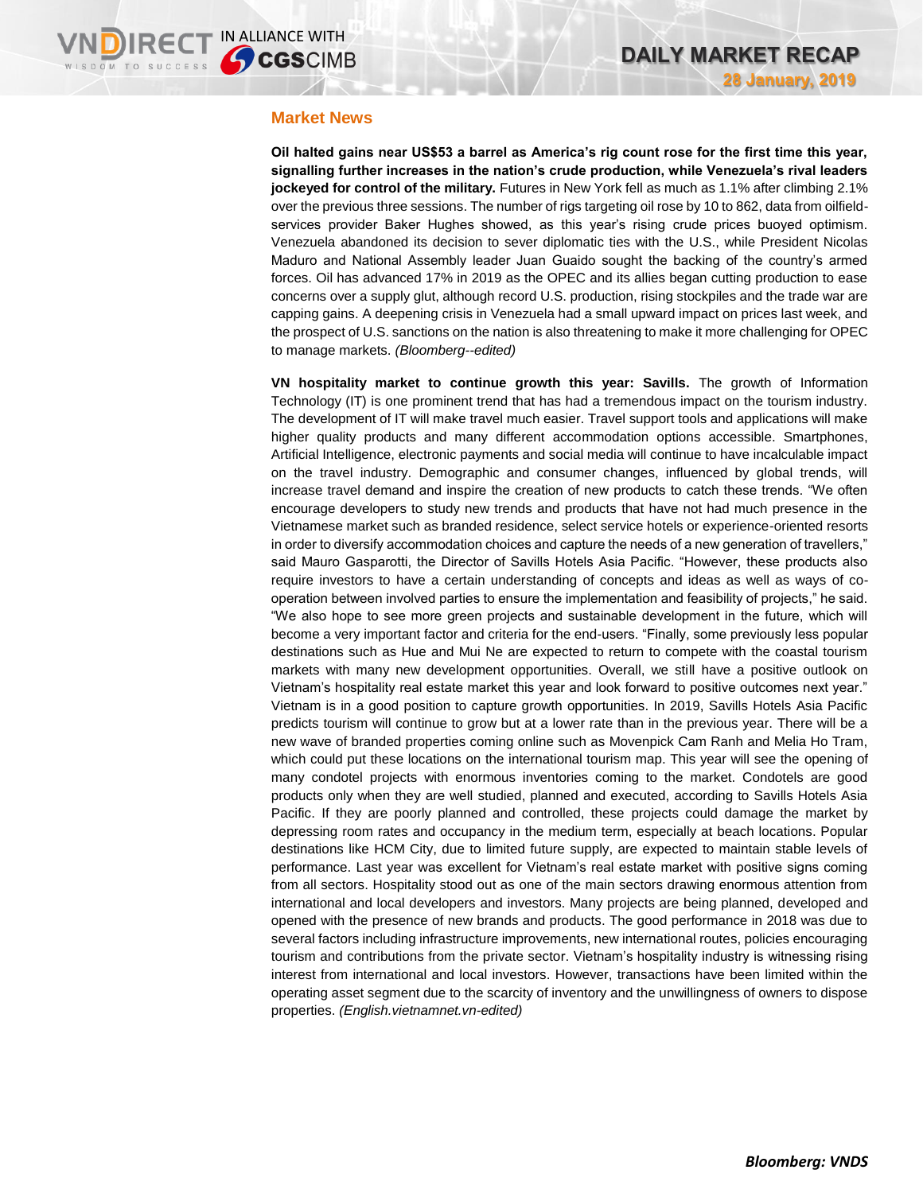## Market News

**Oil halted gains near US$53 a barrel as America's rig count rose for the first time this year, signalling further increases in the nation's crude production, while Venezuela's rival leaders jockeyed for control of the military.** Futures in New York fell as much as 1.1% after climbing 2.1% over the previous three sessions. The number of rigs targeting oil rose by 10 to 862, data from oilfield-services provider Baker Hughes showed, as this year's rising crude prices buoyed optimism. Venezuela abandoned its decision to sever diplomatic ties with the U.S., while President Nicolas Maduro and National Assembly leader Juan Guaido sought the backing of the country's armed forces. Oil has advanced 17% in 2019 as the OPEC and its allies began cutting production to ease concerns over a supply glut, although record U.S. production, rising stockpiles and the trade war are capping gains. A deepening crisis in Venezuela had a small upward impact on prices last week, and the prospect of U.S. sanctions on the nation is also threatening to make it more challenging for OPEC to manage markets. *(Bloomberg--edited)*

**VN hospitality market to continue growth this year: Savills.** The growth of Information Technology (IT) is one prominent trend that has had a tremendous impact on the tourism industry. The development of IT will make travel much easier. Travel support tools and applications will make higher quality products and many different accommodation options accessible. Smartphones, Artificial Intelligence, electronic payments and social media will continue to have incalculable impact on the travel industry. Demographic and consumer changes, influenced by global trends, will increase travel demand and inspire the creation of new products to catch these trends. "We often encourage developers to study new trends and products that have not had much presence in the Vietnamese market such as branded residence, select service hotels or experience-oriented resorts in order to diversify accommodation choices and capture the needs of a new generation of travellers," said Mauro Gasparotti, the Director of Savills Hotels Asia Pacific. "However, these products also require investors to have a certain understanding of concepts and ideas as well as ways of co-operation between involved parties to ensure the implementation and feasibility of projects," he said. "We also hope to see more green projects and sustainable development in the future, which will become a very important factor and criteria for the end-users. "Finally, some previously less popular destinations such as Hue and Mui Ne are expected to return to compete with the coastal tourism markets with many new development opportunities. Overall, we still have a positive outlook on Vietnam's hospitality real estate market this year and look forward to positive outcomes next year." Vietnam is in a good position to capture growth opportunities. In 2019, Savills Hotels Asia Pacific predicts tourism will continue to grow but at a lower rate than in the previous year. There will be a new wave of branded properties coming online such as Movenpick Cam Ranh and Melia Ho Tram, which could put these locations on the international tourism map. This year will see the opening of many condotel projects with enormous inventories coming to the market. Condotels are good products only when they are well studied, planned and executed, according to Savills Hotels Asia Pacific. If they are poorly planned and controlled, these projects could damage the market by depressing room rates and occupancy in the medium term, especially at beach locations. Popular destinations like HCM City, due to limited future supply, are expected to maintain stable levels of performance. Last year was excellent for Vietnam's real estate market with positive signs coming from all sectors. Hospitality stood out as one of the main sectors drawing enormous attention from international and local developers and investors. Many projects are being planned, developed and opened with the presence of new brands and products. The good performance in 2018 was due to several factors including infrastructure improvements, new international routes, policies encouraging tourism and contributions from the private sector. Vietnam's hospitality industry is witnessing rising interest from international and local investors. However, transactions have been limited within the operating asset segment due to the scarcity of inventory and the unwillingness of owners to dispose properties. *(English.vietnamnet.vn-edited)*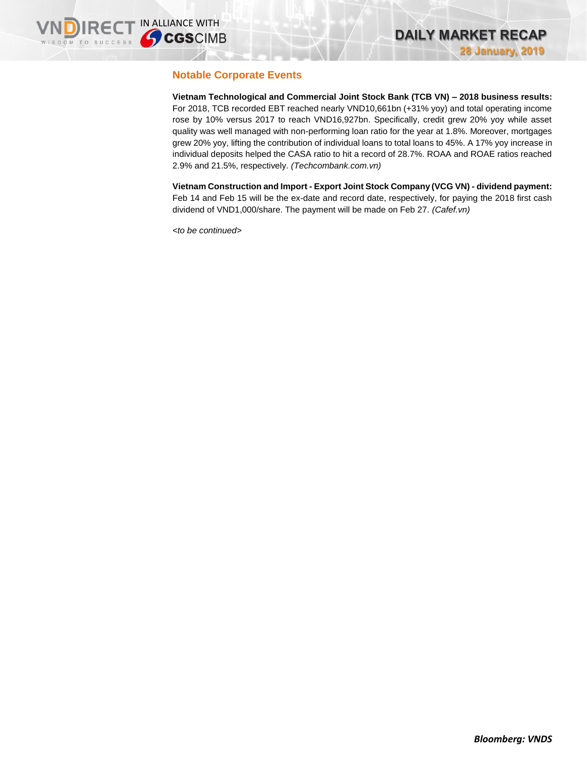## Notable Corporate Events

**Vietnam Technological and Commercial Joint Stock Bank (TCB VN) – 2018 business results:** For 2018, TCB recorded EBT reached nearly VND10,661bn (+31% yoy) and total operating income rose by 10% versus 2017 to reach VND16,927bn. Specifically, credit grew 20% yoy while asset quality was well managed with non-performing loan ratio for the year at 1.8%. Moreover, mortgages grew 20% yoy, lifting the contribution of individual loans to total loans to 45%. A 17% yoy increase in individual deposits helped the CASA ratio to hit a record of 28.7%. ROAA and ROAE ratios reached 2.9% and 21.5%, respectively. *(Techcombank.com.vn)*

**Vietnam Construction and Import - Export Joint Stock Company (VCG VN) - dividend payment:** Feb 14 and Feb 15 will be the ex-date and record date, respectively, for paying the 2018 first cash dividend of VND1,000/share. The payment will be made on Feb 27. *(Cafef.vn)*

*<to be continued>*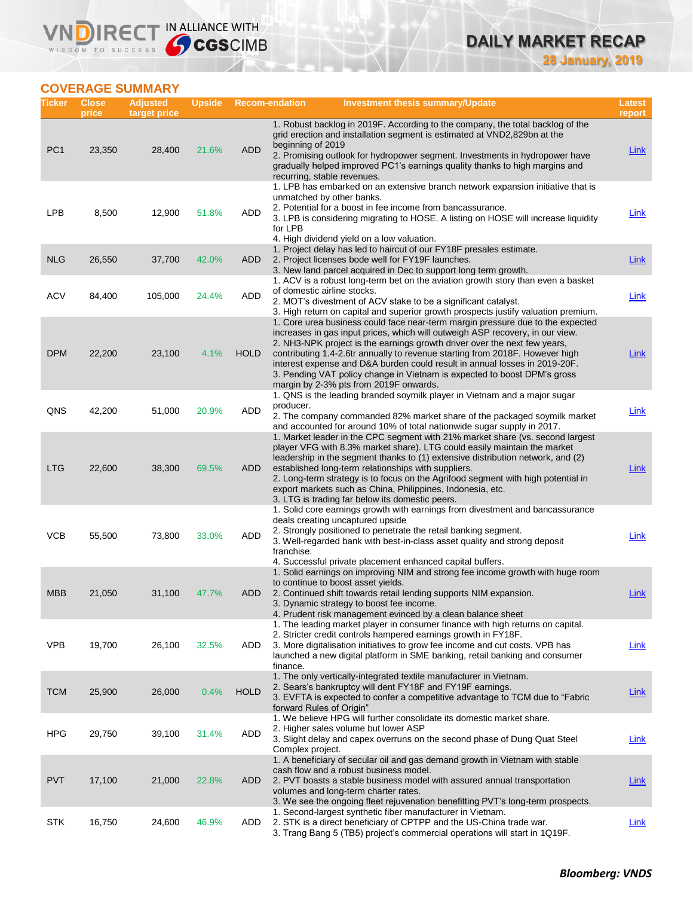## COVERAGE SUMMARY

| Ticker | Close price | Adjusted target price | Upside | Recom-endation | Investment thesis summary/Update | Latest report |
|---|---|---|---|---|---|---|
| PC1 | 23,350 | 28,400 | 21.6% | ADD | 1. Robust backlog in 2019F. According to the company, the total backlog of the grid erection and installation segment is estimated at VND2,829bn at the beginning of 2019<br>2. Promising outlook for hydropower segment. Investments in hydropower have gradually helped improved PC1's earnings quality thanks to high margins and recurring, stable revenues. | Link |
| LPB | 8,500 | 12,900 | 51.8% | ADD | 1. LPB has embarked on an extensive branch network expansion initiative that is unmatched by other banks.<br>2. Potential for a boost in fee income from bancassurance.<br>3. LPB is considering migrating to HOSE. A listing on HOSE will increase liquidity for LPB<br>4. High dividend yield on a low valuation. | Link |
| NLG | 26,550 | 37,700 | 42.0% | ADD | 1. Project delay has led to haircut of our FY18F presales estimate.<br>2. Project licenses bode well for FY19F launches.<br>3. New land parcel acquired in Dec to support long term growth. | Link |
| ACV | 84,400 | 105,000 | 24.4% | ADD | 1. ACV is a robust long-term bet on the aviation growth story than even a basket of domestic airline stocks.<br>2. MOT's divestment of ACV stake to be a significant catalyst.<br>3. High return on capital and superior growth prospects justify valuation premium. | Link |
| DPM | 22,200 | 23,100 | 4.1% | HOLD | 1. Core urea business could face near-term margin pressure due to the expected increases in gas input prices, which will outweigh ASP recovery, in our view.<br>2. NH3-NPK project is the earnings growth driver over the next few years, contributing 1.4-2.6tr annually to revenue starting from 2018F. However high interest expense and D&A burden could result in annual losses in 2019-20F.<br>3. Pending VAT policy change in Vietnam is expected to boost DPM's gross margin by 2-3% pts from 2019F onwards. | Link |
| QNS | 42,200 | 51,000 | 20.9% | ADD | 1. QNS is the leading branded soymilk player in Vietnam and a major sugar producer.<br>2. The company commanded 82% market share of the packaged soymilk market and accounted for around 10% of total nationwide sugar supply in 2017. | Link |
| LTG | 22,600 | 38,300 | 69.5% | ADD | 1. Market leader in the CPC segment with 21% market share (vs. second largest player VFG with 8.3% market share). LTG could easily maintain the market leadership in the segment thanks to (1) extensive distribution network, and (2) established long-term relationships with suppliers.<br>2. Long-term strategy is to focus on the Agrifood segment with high potential in export markets such as China, Philippines, Indonesia, etc.<br>3. LTG is trading far below its domestic peers. | Link |
| VCB | 55,500 | 73,800 | 33.0% | ADD | 1. Solid core earnings growth with earnings from divestment and bancassurance deals creating uncaptured upside<br>2. Strongly positioned to penetrate the retail banking segment.<br>3. Well-regarded bank with best-in-class asset quality and strong deposit franchise.<br>4. Successful private placement enhanced capital buffers. | Link |
| MBB | 21,050 | 31,100 | 47.7% | ADD | 1. Solid earnings on improving NIM and strong fee income growth with huge room to continue to boost asset yields.<br>2. Continued shift towards retail lending supports NIM expansion.<br>3. Dynamic strategy to boost fee income.<br>4. Prudent risk management evinced by a clean balance sheet | Link |
| VPB | 19,700 | 26,100 | 32.5% | ADD | 1. The leading market player in consumer finance with high returns on capital.<br>2. Stricter credit controls hampered earnings growth in FY18F.<br>3. More digitalisation initiatives to grow fee income and cut costs. VPB has launched a new digital platform in SME banking, retail banking and consumer finance. | Link |
| TCM | 25,900 | 26,000 | 0.4% | HOLD | 1. The only vertically-integrated textile manufacturer in Vietnam.<br>2. Sears's bankruptcy will dent FY18F and FY19F earnings.<br>3. EVFTA is expected to confer a competitive advantage to TCM due to "Fabric forward Rules of Origin" | Link |
| HPG | 29,750 | 39,100 | 31.4% | ADD | 1. We believe HPG will further consolidate its domestic market share.<br>2. Higher sales volume but lower ASP<br>3. Slight delay and capex overruns on the second phase of Dung Quat Steel Complex project. | Link |
| PVT | 17,100 | 21,000 | 22.8% | ADD | 1. A beneficiary of secular oil and gas demand growth in Vietnam with stable cash flow and a robust business model.<br>2. PVT boasts a stable business model with assured annual transportation volumes and long-term charter rates.<br>3. We see the ongoing fleet rejuvenation benefitting PVT's long-term prospects. | Link |
| STK | 16,750 | 24,600 | 46.9% | ADD | 1. Second-largest synthetic fiber manufacturer in Vietnam.<br>2. STK is a direct beneficiary of CPTPP and the US-China trade war.<br>3. Trang Bang 5 (TB5) project's commercial operations will start in 1Q19F. | Link |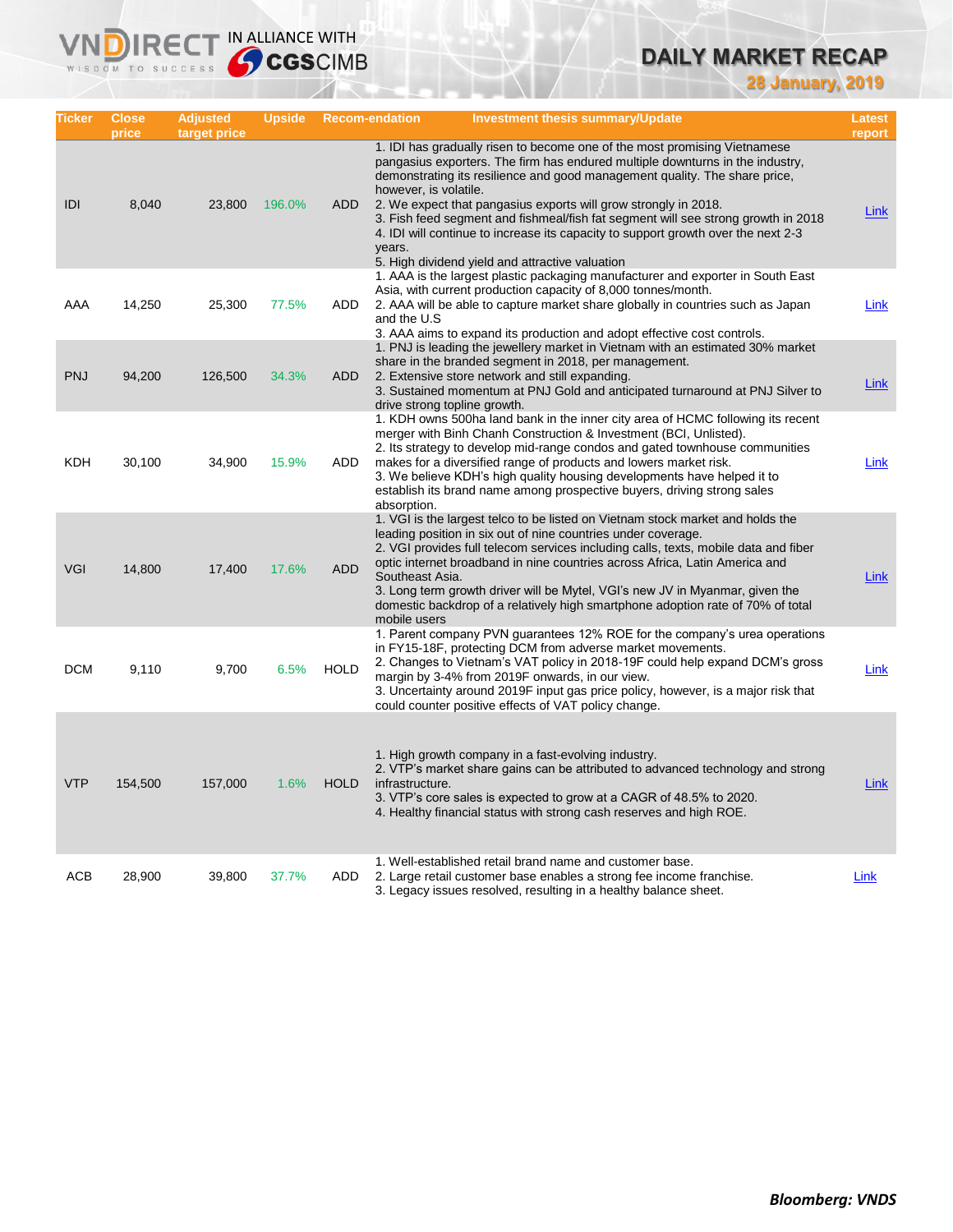# DAILY MARKET RECAP

**28 January, 2019**

| Ticker | Close price | Adjusted target price | Upside | Recom-endation | Investment thesis summary/Update | Latest report |
|---|---|---|---|---|---|---|
| IDI | 8,040 | 23,800 | 196.0% | ADD | 1. IDI has gradually risen to become one of the most promising Vietnamese pangasius exporters. The firm has endured multiple downturns in the industry, demonstrating its resilience and good management quality. The share price, however, is volatile.<br>2. We expect that pangasius exports will grow strongly in 2018.<br>3. Fish feed segment and fishmeal/fish fat segment will see strong growth in 2018<br>4. IDI will continue to increase its capacity to support growth over the next 2-3 years.<br>5. High dividend yield and attractive valuation | Link |
| AAA | 14,250 | 25,300 | 77.5% | ADD | 1. AAA is the largest plastic packaging manufacturer and exporter in South East Asia, with current production capacity of 8,000 tonnes/month.<br>2. AAA will be able to capture market share globally in countries such as Japan and the U.S<br>3. AAA aims to expand its production and adopt effective cost controls. | Link |
| PNJ | 94,200 | 126,500 | 34.3% | ADD | 1. PNJ is leading the jewellery market in Vietnam with an estimated 30% market share in the branded segment in 2018, per management.<br>2. Extensive store network and still expanding.<br>3. Sustained momentum at PNJ Gold and anticipated turnaround at PNJ Silver to drive strong topline growth. | Link |
| KDH | 30,100 | 34,900 | 15.9% | ADD | 1. KDH owns 500ha land bank in the inner city area of HCMC following its recent merger with Binh Chanh Construction & Investment (BCI, Unlisted).<br>2. Its strategy to develop mid-range condos and gated townhouse communities makes for a diversified range of products and lowers market risk.<br>3. We believe KDH's high quality housing developments have helped it to establish its brand name among prospective buyers, driving strong sales absorption. | Link |
| VGI | 14,800 | 17,400 | 17.6% | ADD | 1. VGI is the largest telco to be listed on Vietnam stock market and holds the leading position in six out of nine countries under coverage.<br>2. VGI provides full telecom services including calls, texts, mobile data and fiber optic internet broadband in nine countries across Africa, Latin America and Southeast Asia.<br>3. Long term growth driver will be Mytel, VGI's new JV in Myanmar, given the domestic backdrop of a relatively high smartphone adoption rate of 70% of total mobile users | Link |
| DCM | 9,110 | 9,700 | 6.5% | HOLD | 1. Parent company PVN guarantees 12% ROE for the company's urea operations in FY15-18F, protecting DCM from adverse market movements.<br>2. Changes to Vietnam's VAT policy in 2018-19F could help expand DCM's gross margin by 3-4% from 2019F onwards, in our view.<br>3. Uncertainty around 2019F input gas price policy, however, is a major risk that could counter positive effects of VAT policy change. | Link |
| VTP | 154,500 | 157,000 | 1.6% | HOLD | 1. High growth company in a fast-evolving industry.<br>2. VTP's market share gains can be attributed to advanced technology and strong infrastructure.<br>3. VTP's core sales is expected to grow at a CAGR of 48.5% to 2020.<br>4. Healthy financial status with strong cash reserves and high ROE. | Link |
| ACB | 28,900 | 39,800 | 37.7% | ADD | 1. Well-established retail brand name and customer base.<br>2. Large retail customer base enables a strong fee income franchise.<br>3. Legacy issues resolved, resulting in a healthy balance sheet. | Link |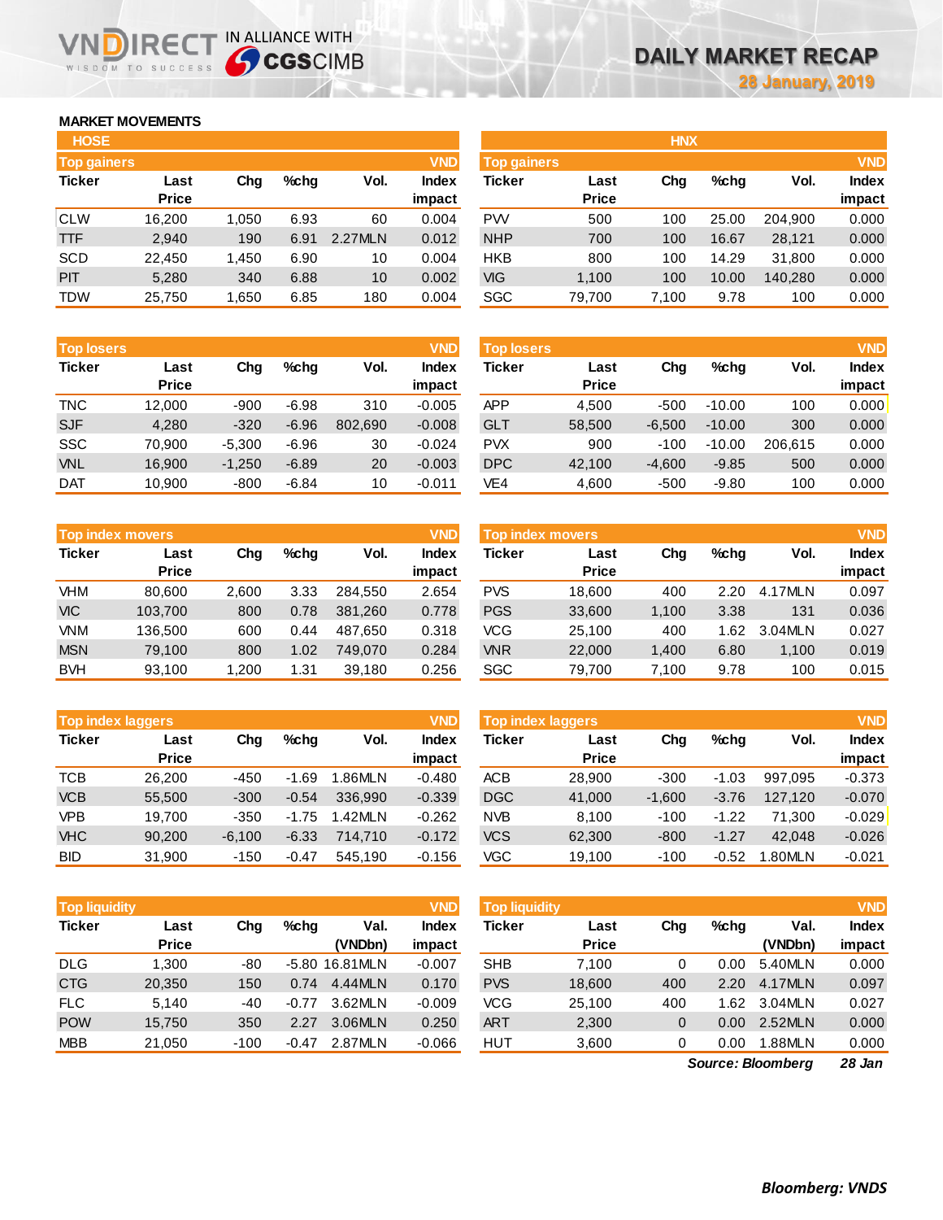VNDIRECT IN ALLIANCE WITH CGSCIMB

# DAILY MARKET RECAP

28 January, 2019

## MARKET MOVEMENTS

### HOSE

**Top gainers** (VND)

| Ticker | Last Price | Chg | %chg | Vol. | Index impact |
|---|---|---|---|---|---|
| CLW | 16,200 | 1,050 | 6.93 | 60 | 0.004 |
| TTF | 2,940 | 190 | 6.91 | 2.27MLN | 0.012 |
| SCD | 22,450 | 1,450 | 6.90 | 10 | 0.004 |
| PIT | 5,280 | 340 | 6.88 | 10 | 0.002 |
| TDW | 25,750 | 1,650 | 6.85 | 180 | 0.004 |

**Top losers** (VND)

| Ticker | Last Price | Chg | %chg | Vol. | Index impact |
|---|---|---|---|---|---|
| TNC | 12,000 | -900 | -6.98 | 310 | -0.005 |
| SJF | 4,280 | -320 | -6.96 | 802,690 | -0.008 |
| SSC | 70,900 | -5,300 | -6.96 | 30 | -0.024 |
| VNL | 16,900 | -1,250 | -6.89 | 20 | -0.003 |
| DAT | 10,900 | -800 | -6.84 | 10 | -0.011 |

**Top index movers** (VND)

| Ticker | Last Price | Chg | %chg | Vol. | Index impact |
|---|---|---|---|---|---|
| VHM | 80,600 | 2,600 | 3.33 | 284,550 | 2.654 |
| VIC | 103,700 | 800 | 0.78 | 381,260 | 0.778 |
| VNM | 136,500 | 600 | 0.44 | 487,650 | 0.318 |
| MSN | 79,100 | 800 | 1.02 | 749,070 | 0.284 |
| BVH | 93,100 | 1,200 | 1.31 | 39,180 | 0.256 |

**Top index laggers** (VND)

| Ticker | Last Price | Chg | %chg | Vol. | Index impact |
|---|---|---|---|---|---|
| TCB | 26,200 | -450 | -1.69 | 1.86MLN | -0.480 |
| VCB | 55,500 | -300 | -0.54 | 336,990 | -0.339 |
| VPB | 19,700 | -350 | -1.75 | 1.42MLN | -0.262 |
| VHC | 90,200 | -6,100 | -6.33 | 714,710 | -0.172 |
| BID | 31,900 | -150 | -0.47 | 545,190 | -0.156 |

**Top liquidity** (VND)

| Ticker | Last Price | Chg | %chg | Val. (VNDbn) | Index impact |
|---|---|---|---|---|---|
| DLG | 1,300 | -80 | -5.80 | 16.81MLN | -0.007 |
| CTG | 20,350 | 150 | 0.74 | 4.44MLN | 0.170 |
| FLC | 5,140 | -40 | -0.77 | 3.62MLN | -0.009 |
| POW | 15,750 | 350 | 2.27 | 3.06MLN | 0.250 |
| MBB | 21,050 | -100 | -0.47 | 2.87MLN | -0.066 |

### HNX

**Top gainers** (VND)

| Ticker | Last Price | Chg | %chg | Vol. | Index impact |
|---|---|---|---|---|---|
| PVV | 500 | 100 | 25.00 | 204,900 | 0.000 |
| NHP | 700 | 100 | 16.67 | 28,121 | 0.000 |
| HKB | 800 | 100 | 14.29 | 31,800 | 0.000 |
| VIG | 1,100 | 100 | 10.00 | 140,280 | 0.000 |
| SGC | 79,700 | 7,100 | 9.78 | 100 | 0.000 |

**Top losers** (VND)

| Ticker | Last Price | Chg | %chg | Vol. | Index impact |
|---|---|---|---|---|---|
| APP | 4,500 | -500 | -10.00 | 100 | 0.000 |
| GLT | 58,500 | -6,500 | -10.00 | 300 | 0.000 |
| PVX | 900 | -100 | -10.00 | 206,615 | 0.000 |
| DPC | 42,100 | -4,600 | -9.85 | 500 | 0.000 |
| VE4 | 4,600 | -500 | -9.80 | 100 | 0.000 |

**Top index movers** (VND)

| Ticker | Last Price | Chg | %chg | Vol. | Index impact |
|---|---|---|---|---|---|
| PVS | 18,600 | 400 | 2.20 | 4.17MLN | 0.097 |
| PGS | 33,600 | 1,100 | 3.38 | 131 | 0.036 |
| VCG | 25,100 | 400 | 1.62 | 3.04MLN | 0.027 |
| VNR | 22,000 | 1,400 | 6.80 | 1,100 | 0.019 |
| SGC | 79,700 | 7,100 | 9.78 | 100 | 0.015 |

**Top index laggers** (VND)

| Ticker | Last Price | Chg | %chg | Vol. | Index impact |
|---|---|---|---|---|---|
| ACB | 28,900 | -300 | -1.03 | 997,095 | -0.373 |
| DGC | 41,000 | -1,600 | -3.76 | 127,120 | -0.070 |
| NVB | 8,100 | -100 | -1.22 | 71,300 | -0.029 |
| VCS | 62,300 | -800 | -1.27 | 42,048 | -0.026 |
| VGC | 19,100 | -100 | -0.52 | 1.80MLN | -0.021 |

**Top liquidity** (VND)

| Ticker | Last Price | Chg | %chg | Val. (VNDbn) | Index impact |
|---|---|---|---|---|---|
| SHB | 7,100 | 0 | 0.00 | 5.40MLN | 0.000 |
| PVS | 18,600 | 400 | 2.20 | 4.17MLN | 0.097 |
| VCG | 25,100 | 400 | 1.62 | 3.04MLN | 0.027 |
| ART | 2,300 | 0 | 0.00 | 2.52MLN | 0.000 |
| HUT | 3,600 | 0 | 0.00 | 1.88MLN | 0.000 |

***Source: Bloomberg*** ***28 Jan***

***Bloomberg: VNDS***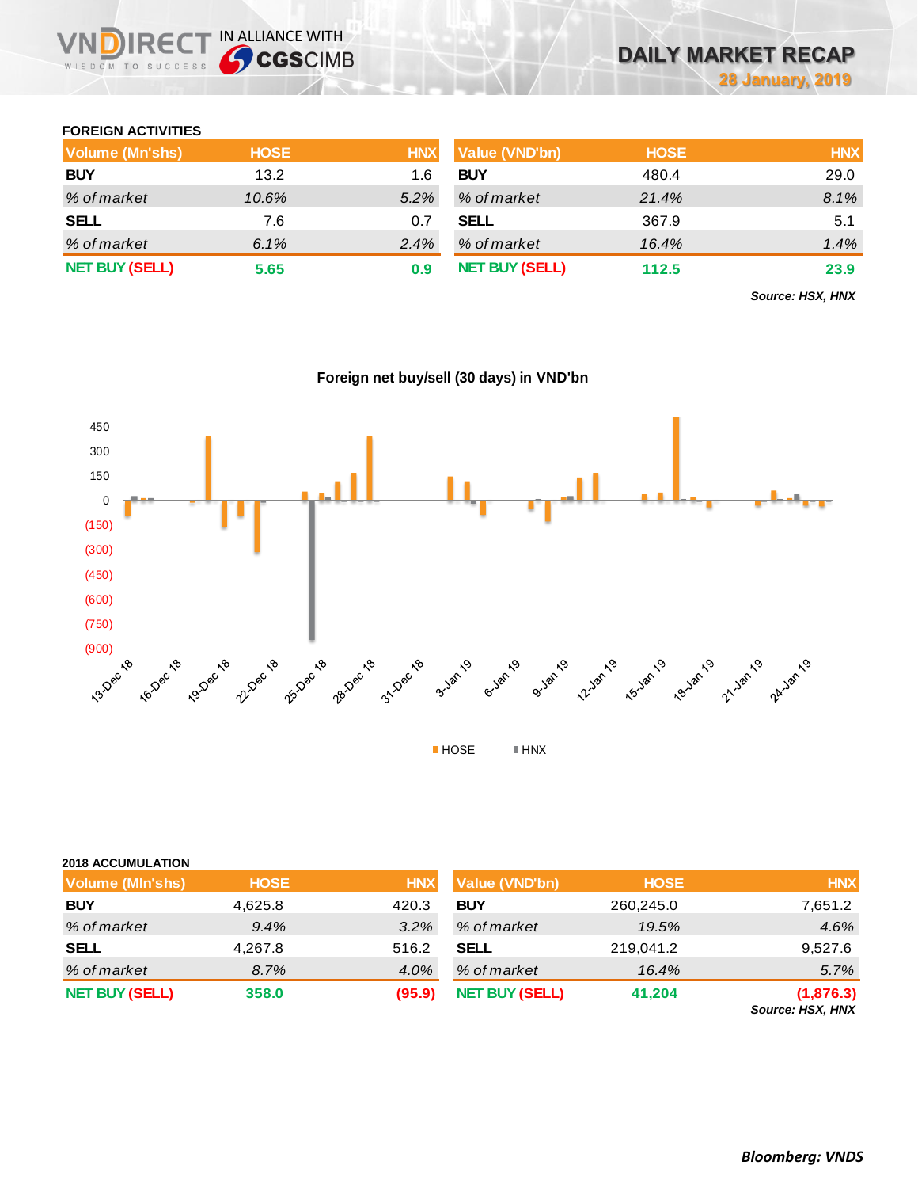## FOREIGN ACTIVITIES

| Volume (Mn'shs) | HOSE | HNX |
|---|---|---|
| BUY | 13.2 | 1.6 |
| *% of market* | *10.6%* | *5.2%* |
| SELL | 7.6 | 0.7 |
| *% of market* | *6.1%* | *2.4%* |
| NET BUY (SELL) | 5.65 | 0.9 |

| Value (VND'bn) | HOSE | HNX |
|---|---|---|
| BUY | 480.4 | 29.0 |
| *% of market* | *21.4%* | *8.1%* |
| SELL | 367.9 | 5.1 |
| *% of market* | *16.4%* | *1.4%* |
| NET BUY (SELL) | 112.5 | 23.9 |

*Source: HSX, HNX*

**Foreign net buy/sell (30 days) in VND'bn**

## 2018 ACCUMULATION

| Volume (Mln'shs) | HOSE | HNX |
|---|---|---|
| BUY | 4,625.8 | 420.3 |
| *% of market* | *9.4%* | *3.2%* |
| SELL | 4,267.8 | 516.2 |
| *% of market* | *8.7%* | *4.0%* |
| NET BUY (SELL) | 358.0 | (95.9) |

| Value (VND'bn) | HOSE | HNX |
|---|---|---|
| BUY | 260,245.0 | 7,651.2 |
| *% of market* | *19.5%* | *4.6%* |
| SELL | 219,041.2 | 9,527.6 |
| *% of market* | *16.4%* | *5.7%* |
| NET BUY (SELL) | 41,204 | (1,876.3) |

*Source: HSX, HNX*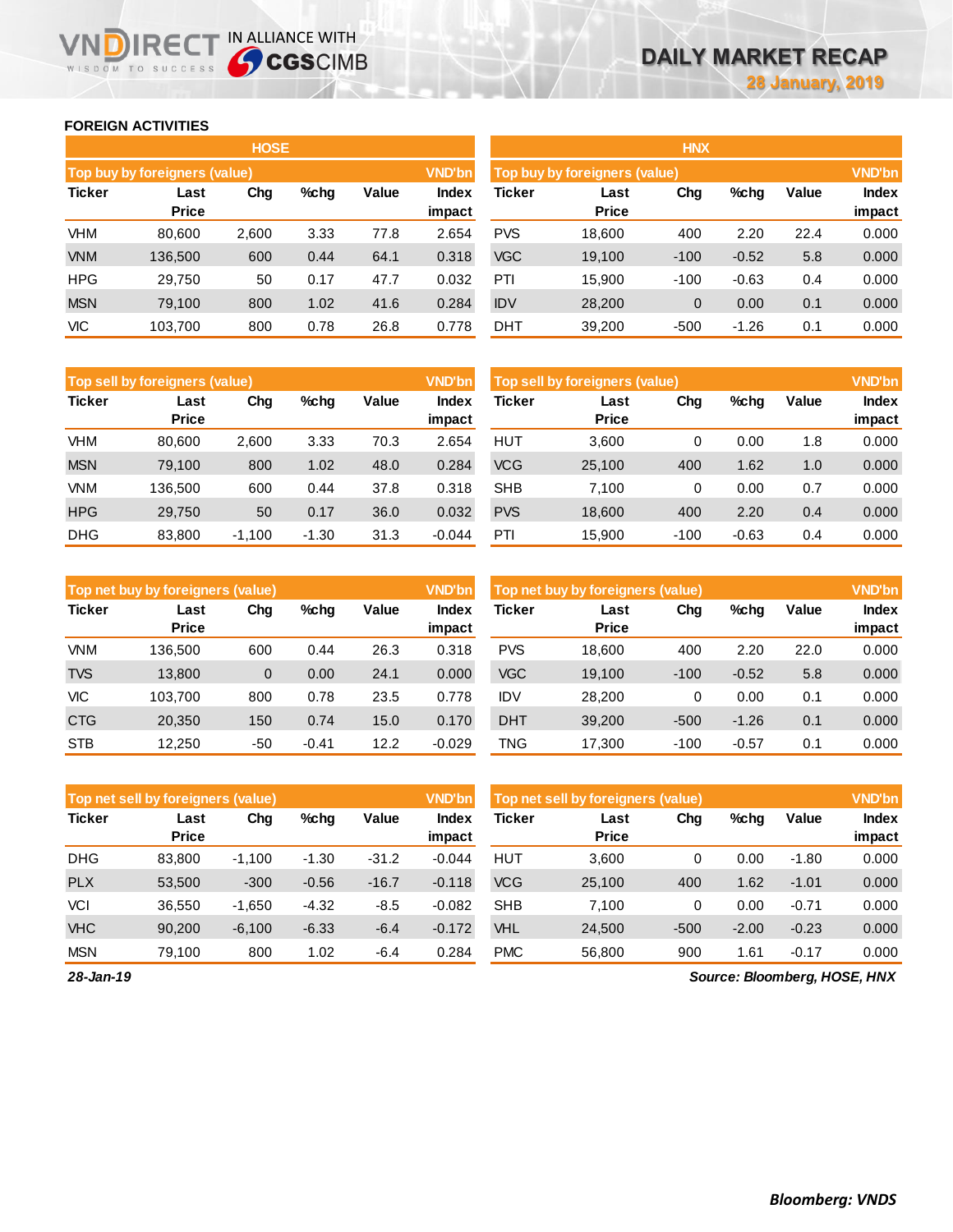## FOREIGN ACTIVITIES

### HOSE

| Top buy by foreigners (value) | | | | | VND'bn |
|---|---|---|---|---|---|
| Ticker | Last Price | Chg | %chg | Value | Index impact |
| VHM | 80,600 | 2,600 | 3.33 | 77.8 | 2.654 |
| VNM | 136,500 | 600 | 0.44 | 64.1 | 0.318 |
| HPG | 29,750 | 50 | 0.17 | 47.7 | 0.032 |
| MSN | 79,100 | 800 | 1.02 | 41.6 | 0.284 |
| VIC | 103,700 | 800 | 0.78 | 26.8 | 0.778 |

| Top sell by foreigners (value) | | | | | VND'bn |
|---|---|---|---|---|---|
| Ticker | Last Price | Chg | %chg | Value | Index impact |
| VHM | 80,600 | 2,600 | 3.33 | 70.3 | 2.654 |
| MSN | 79,100 | 800 | 1.02 | 48.0 | 0.284 |
| VNM | 136,500 | 600 | 0.44 | 37.8 | 0.318 |
| HPG | 29,750 | 50 | 0.17 | 36.0 | 0.032 |
| DHG | 83,800 | -1,100 | -1.30 | 31.3 | -0.044 |

| Top net buy by foreigners (value) | | | | | VND'bn |
|---|---|---|---|---|---|
| Ticker | Last Price | Chg | %chg | Value | Index impact |
| VNM | 136,500 | 600 | 0.44 | 26.3 | 0.318 |
| TVS | 13,800 | 0 | 0.00 | 24.1 | 0.000 |
| VIC | 103,700 | 800 | 0.78 | 23.5 | 0.778 |
| CTG | 20,350 | 150 | 0.74 | 15.0 | 0.170 |
| STB | 12,250 | -50 | -0.41 | 12.2 | -0.029 |

| Top net sell by foreigners (value) | | | | | VND'bn |
|---|---|---|---|---|---|
| Ticker | Last Price | Chg | %chg | Value | Index impact |
| DHG | 83,800 | -1,100 | -1.30 | -31.2 | -0.044 |
| PLX | 53,500 | -300 | -0.56 | -16.7 | -0.118 |
| VCI | 36,550 | -1,650 | -4.32 | -8.5 | -0.082 |
| VHC | 90,200 | -6,100 | -6.33 | -6.4 | -0.172 |
| MSN | 79,100 | 800 | 1.02 | -6.4 | 0.284 |

### HNX

| Top buy by foreigners (value) | | | | | VND'bn |
|---|---|---|---|---|---|
| Ticker | Last Price | Chg | %chg | Value | Index impact |
| PVS | 18,600 | 400 | 2.20 | 22.4 | 0.000 |
| VGC | 19,100 | -100 | -0.52 | 5.8 | 0.000 |
| PTI | 15,900 | -100 | -0.63 | 0.4 | 0.000 |
| IDV | 28,200 | 0 | 0.00 | 0.1 | 0.000 |
| DHT | 39,200 | -500 | -1.26 | 0.1 | 0.000 |

| Top sell by foreigners (value) | | | | | VND'bn |
|---|---|---|---|---|---|
| Ticker | Last Price | Chg | %chg | Value | Index impact |
| HUT | 3,600 | 0 | 0.00 | 1.8 | 0.000 |
| VCG | 25,100 | 400 | 1.62 | 1.0 | 0.000 |
| SHB | 7,100 | 0 | 0.00 | 0.7 | 0.000 |
| PVS | 18,600 | 400 | 2.20 | 0.4 | 0.000 |
| PTI | 15,900 | -100 | -0.63 | 0.4 | 0.000 |

| Top net buy by foreigners (value) | | | | | VND'bn |
|---|---|---|---|---|---|
| Ticker | Last Price | Chg | %chg | Value | Index impact |
| PVS | 18,600 | 400 | 2.20 | 22.0 | 0.000 |
| VGC | 19,100 | -100 | -0.52 | 5.8 | 0.000 |
| IDV | 28,200 | 0 | 0.00 | 0.1 | 0.000 |
| DHT | 39,200 | -500 | -1.26 | 0.1 | 0.000 |
| TNG | 17,300 | -100 | -0.57 | 0.1 | 0.000 |

| Top net sell by foreigners (value) | | | | | VND'bn |
|---|---|---|---|---|---|
| Ticker | Last Price | Chg | %chg | Value | Index impact |
| HUT | 3,600 | 0 | 0.00 | -1.80 | 0.000 |
| VCG | 25,100 | 400 | 1.62 | -1.01 | 0.000 |
| SHB | 7,100 | 0 | 0.00 | -0.71 | 0.000 |
| VHL | 24,500 | -500 | -2.00 | -0.23 | 0.000 |
| PMC | 56,800 | 900 | 1.61 | -0.17 | 0.000 |

*28-Jan-19*

*Source: Bloomberg, HOSE, HNX*

***Bloomberg: VNDS***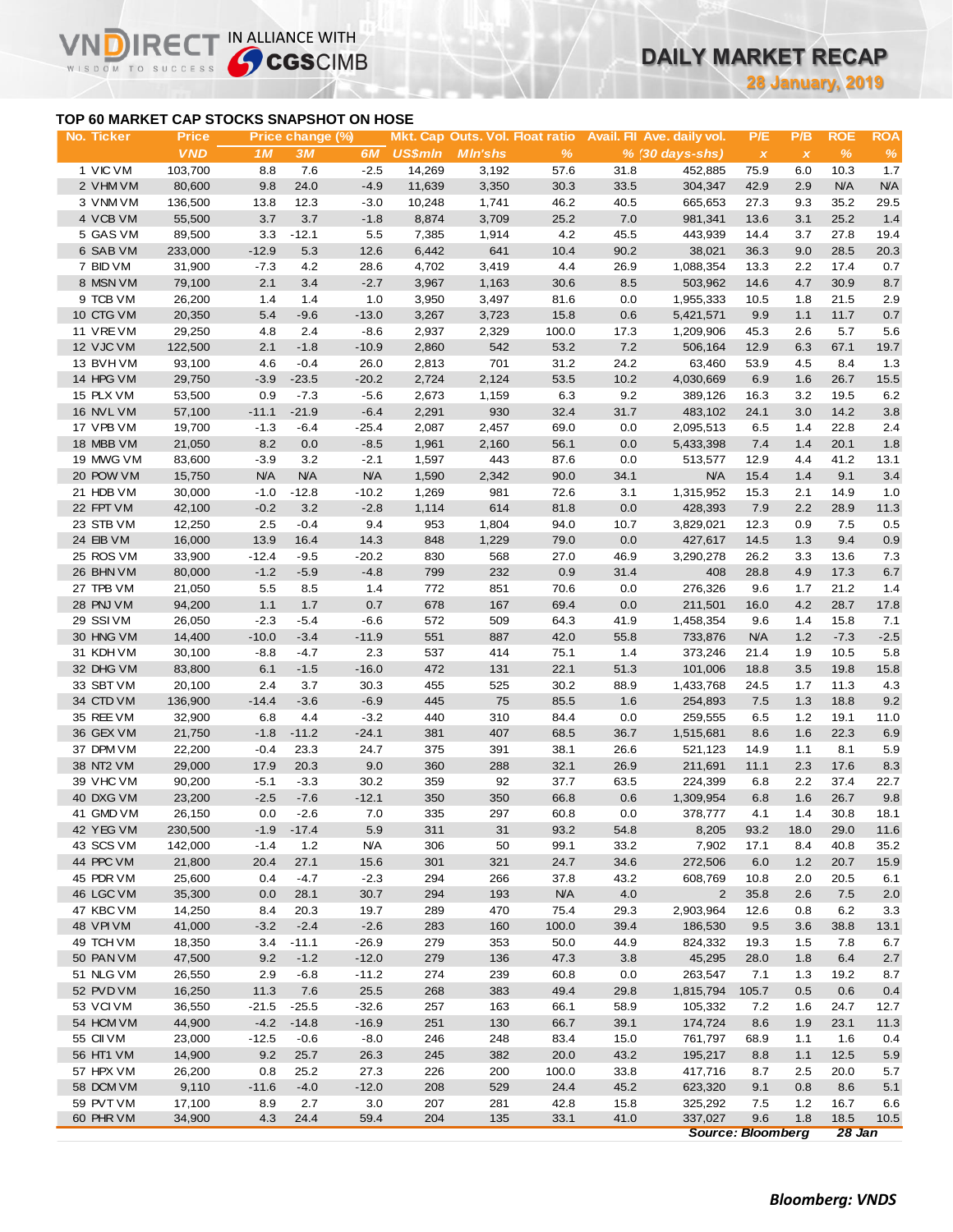# DAILY MARKET RECAP

**28 January, 2019**

## TOP 60 MARKET CAP STOCKS SNAPSHOT ON HOSE

| No. | Ticker | Price | Price change (%) | | | Mkt. Cap | Outs. Vol. | Float ratio | Avail. Fll | Ave. daily vol. | P/E | P/B | ROE | ROA |
|---|---|---|---|---|---|---|---|---|---|---|---|---|---|---|
| | | VND | 1M | 3M | 6M | US$mln | Mln'shs | % | % | (30 days-shs) | x | x | % | % |
| 1 | VIC VM | 103,700 | 8.8 | 7.6 | -2.5 | 14,269 | 3,192 | 57.6 | 31.8 | 452,885 | 75.9 | 6.0 | 10.3 | 1.7 |
| 2 | VHM VM | 80,600 | 9.8 | 24.0 | -4.9 | 11,639 | 3,350 | 30.3 | 33.5 | 304,347 | 42.9 | 2.9 | N/A | N/A |
| 3 | VNM VM | 136,500 | 13.8 | 12.3 | -3.0 | 10,248 | 1,741 | 46.2 | 40.5 | 665,653 | 27.3 | 9.3 | 35.2 | 29.5 |
| 4 | VCB VM | 55,500 | 3.7 | 3.7 | -1.8 | 8,874 | 3,709 | 25.2 | 7.0 | 981,341 | 13.6 | 3.1 | 25.2 | 1.4 |
| 5 | GAS VM | 89,500 | 3.3 | -12.1 | 5.5 | 7,385 | 1,914 | 4.2 | 45.5 | 443,939 | 14.4 | 3.7 | 27.8 | 19.4 |
| 6 | SAB VM | 233,000 | -12.9 | 5.3 | 12.6 | 6,442 | 641 | 10.4 | 90.2 | 38,021 | 36.3 | 9.0 | 28.5 | 20.3 |
| 7 | BID VM | 31,900 | -7.3 | 4.2 | 28.6 | 4,702 | 3,419 | 4.4 | 26.9 | 1,088,354 | 13.3 | 2.2 | 17.4 | 0.7 |
| 8 | MSN VM | 79,100 | 2.1 | 3.4 | -2.7 | 3,967 | 1,163 | 30.6 | 8.5 | 503,962 | 14.6 | 4.7 | 30.9 | 8.7 |
| 9 | TCB VM | 26,200 | 1.4 | 1.4 | 1.0 | 3,950 | 3,497 | 81.6 | 0.0 | 1,955,333 | 10.5 | 1.8 | 21.5 | 2.9 |
| 10 | CTG VM | 20,350 | 5.4 | -9.6 | -13.0 | 3,267 | 3,723 | 15.8 | 0.6 | 5,421,571 | 9.9 | 1.1 | 11.7 | 0.7 |
| 11 | VRE VM | 29,250 | 4.8 | 2.4 | -8.6 | 2,937 | 2,329 | 100.0 | 17.3 | 1,209,906 | 45.3 | 2.6 | 5.7 | 5.6 |
| 12 | VJC VM | 122,500 | 2.1 | -1.8 | -10.9 | 2,860 | 542 | 53.2 | 7.2 | 506,164 | 12.9 | 6.3 | 67.1 | 19.7 |
| 13 | BVH VM | 93,100 | 4.6 | -0.4 | 26.0 | 2,813 | 701 | 31.2 | 24.2 | 63,460 | 53.9 | 4.5 | 8.4 | 1.3 |
| 14 | HPG VM | 29,750 | -3.9 | -23.5 | -20.2 | 2,724 | 2,124 | 53.5 | 10.2 | 4,030,669 | 6.9 | 1.6 | 26.7 | 15.5 |
| 15 | PLX VM | 53,500 | 0.9 | -7.3 | -5.6 | 2,673 | 1,159 | 6.3 | 9.2 | 389,126 | 16.3 | 3.2 | 19.5 | 6.2 |
| 16 | NVL VM | 57,100 | -11.1 | -21.9 | -6.4 | 2,291 | 930 | 32.4 | 31.7 | 483,102 | 24.1 | 3.0 | 14.2 | 3.8 |
| 17 | VPB VM | 19,700 | -1.3 | -6.4 | -25.4 | 2,087 | 2,457 | 69.0 | 0.0 | 2,095,513 | 6.5 | 1.4 | 22.8 | 2.4 |
| 18 | MBB VM | 21,050 | 8.2 | 0.0 | -8.5 | 1,961 | 2,160 | 56.1 | 0.0 | 5,433,398 | 7.4 | 1.4 | 20.1 | 1.8 |
| 19 | MWG VM | 83,600 | -3.9 | 3.2 | -2.1 | 1,597 | 443 | 87.6 | 0.0 | 513,577 | 12.9 | 4.4 | 41.2 | 13.1 |
| 20 | POW VM | 15,750 | N/A | N/A | N/A | 1,590 | 2,342 | 90.0 | 34.1 | N/A | 15.4 | 1.4 | 9.1 | 3.4 |
| 21 | HDB VM | 30,000 | -1.0 | -12.8 | -10.2 | 1,269 | 981 | 72.6 | 3.1 | 1,315,952 | 15.3 | 2.1 | 14.9 | 1.0 |
| 22 | FPT VM | 42,100 | -0.2 | 3.2 | -2.8 | 1,114 | 614 | 81.8 | 0.0 | 428,393 | 7.9 | 2.2 | 28.9 | 11.3 |
| 23 | STB VM | 12,250 | 2.5 | -0.4 | 9.4 | 953 | 1,804 | 94.0 | 10.7 | 3,829,021 | 12.3 | 0.9 | 7.5 | 0.5 |
| 24 | EIB VM | 16,000 | 13.9 | 16.4 | 14.3 | 848 | 1,229 | 79.0 | 0.0 | 427,617 | 14.5 | 1.3 | 9.4 | 0.9 |
| 25 | ROS VM | 33,900 | -12.4 | -9.5 | -20.2 | 830 | 568 | 27.0 | 46.9 | 3,290,278 | 26.2 | 3.3 | 13.6 | 7.3 |
| 26 | BHN VM | 80,000 | -1.2 | -5.9 | -4.8 | 799 | 232 | 0.9 | 31.4 | 408 | 28.8 | 4.9 | 17.3 | 6.7 |
| 27 | TPB VM | 21,050 | 5.5 | 8.5 | 1.4 | 772 | 851 | 70.6 | 0.0 | 276,326 | 9.6 | 1.7 | 21.2 | 1.4 |
| 28 | PNJ VM | 94,200 | 1.1 | 1.7 | 0.7 | 678 | 167 | 69.4 | 0.0 | 211,501 | 16.0 | 4.2 | 28.7 | 17.8 |
| 29 | SSI VM | 26,050 | -2.3 | -5.4 | -6.6 | 572 | 509 | 64.3 | 41.9 | 1,458,354 | 9.6 | 1.4 | 15.8 | 7.1 |
| 30 | HNG VM | 14,400 | -10.0 | -3.4 | -11.9 | 551 | 887 | 42.0 | 55.8 | 733,876 | N/A | 1.2 | -7.3 | -2.5 |
| 31 | KDH VM | 30,100 | -8.8 | -4.7 | 2.3 | 537 | 414 | 75.1 | 1.4 | 373,246 | 21.4 | 1.9 | 10.5 | 5.8 |
| 32 | DHG VM | 83,800 | 6.1 | -1.5 | -16.0 | 472 | 131 | 22.1 | 51.3 | 101,006 | 18.8 | 3.5 | 19.8 | 15.8 |
| 33 | SBT VM | 20,100 | 2.4 | 3.7 | 30.3 | 455 | 525 | 30.2 | 88.9 | 1,433,768 | 24.5 | 1.7 | 11.3 | 4.3 |
| 34 | CTD VM | 136,900 | -14.4 | -3.6 | -6.9 | 445 | 75 | 85.5 | 1.6 | 254,893 | 7.5 | 1.3 | 18.8 | 9.2 |
| 35 | REE VM | 32,900 | 6.8 | 4.4 | -3.2 | 440 | 310 | 84.4 | 0.0 | 259,555 | 6.5 | 1.2 | 19.1 | 11.0 |
| 36 | GEX VM | 21,750 | -1.8 | -11.2 | -24.1 | 381 | 407 | 68.5 | 36.7 | 1,515,681 | 8.6 | 1.6 | 22.3 | 6.9 |
| 37 | DPM VM | 22,200 | -0.4 | 23.3 | 24.7 | 375 | 391 | 38.1 | 26.6 | 521,123 | 14.9 | 1.1 | 8.1 | 5.9 |
| 38 | NT2 VM | 29,000 | 17.9 | 20.3 | 9.0 | 360 | 288 | 32.1 | 26.9 | 211,691 | 11.1 | 2.3 | 17.6 | 8.3 |
| 39 | VHC VM | 90,200 | -5.1 | -3.3 | 30.2 | 359 | 92 | 37.7 | 63.5 | 224,399 | 6.8 | 2.2 | 37.4 | 22.7 |
| 40 | DXG VM | 23,200 | -2.5 | -7.6 | -12.1 | 350 | 350 | 66.8 | 0.6 | 1,309,954 | 6.8 | 1.6 | 26.7 | 9.8 |
| 41 | GMD VM | 26,150 | 0.0 | -2.6 | 7.0 | 335 | 297 | 60.8 | 0.0 | 378,777 | 4.1 | 1.4 | 30.8 | 18.1 |
| 42 | YEG VM | 230,500 | -1.9 | -17.4 | 5.9 | 311 | 31 | 93.2 | 54.8 | 8,205 | 93.2 | 18.0 | 29.0 | 11.6 |
| 43 | SCS VM | 142,000 | -1.4 | 1.2 | N/A | 306 | 50 | 99.1 | 33.2 | 7,902 | 17.1 | 8.4 | 40.8 | 35.2 |
| 44 | PPC VM | 21,800 | 20.4 | 27.1 | 15.6 | 301 | 321 | 24.7 | 34.6 | 272,506 | 6.0 | 1.2 | 20.7 | 15.9 |
| 45 | PDR VM | 25,600 | 0.4 | -4.7 | -2.3 | 294 | 266 | 37.8 | 43.2 | 608,769 | 10.8 | 2.0 | 20.5 | 6.1 |
| 46 | LGC VM | 35,300 | 0.0 | 28.1 | 30.7 | 294 | 193 | N/A | 4.0 | 2 | 35.8 | 2.6 | 7.5 | 2.0 |
| 47 | KBC VM | 14,250 | 8.4 | 20.3 | 19.7 | 289 | 470 | 75.4 | 29.3 | 2,903,964 | 12.6 | 0.8 | 6.2 | 3.3 |
| 48 | VPI VM | 41,000 | -3.2 | -2.4 | -2.6 | 283 | 160 | 100.0 | 39.4 | 186,530 | 9.5 | 3.6 | 38.8 | 13.1 |
| 49 | TCH VM | 18,350 | 3.4 | -11.1 | -26.9 | 279 | 353 | 50.0 | 44.9 | 824,332 | 19.3 | 1.5 | 7.8 | 6.7 |
| 50 | PAN VM | 47,500 | 9.2 | -1.2 | -12.0 | 279 | 136 | 47.3 | 3.8 | 45,295 | 28.0 | 1.8 | 6.4 | 2.7 |
| 51 | NLG VM | 26,550 | 2.9 | -6.8 | -11.2 | 274 | 239 | 60.8 | 0.0 | 263,547 | 7.1 | 1.3 | 19.2 | 8.7 |
| 52 | PVD VM | 16,250 | 11.3 | 7.6 | 25.5 | 268 | 383 | 49.4 | 29.8 | 1,815,794 | 105.7 | 0.5 | 0.6 | 0.4 |
| 53 | VCI VM | 36,550 | -21.5 | -25.5 | -32.6 | 257 | 163 | 66.1 | 58.9 | 105,332 | 7.2 | 1.6 | 24.7 | 12.7 |
| 54 | HCM VM | 44,900 | -4.2 | -14.8 | -16.9 | 251 | 130 | 66.7 | 39.1 | 174,724 | 8.6 | 1.9 | 23.1 | 11.3 |
| 55 | CII VM | 23,000 | -12.5 | -0.6 | -8.0 | 246 | 248 | 83.4 | 15.0 | 761,797 | 68.9 | 1.1 | 1.6 | 0.4 |
| 56 | HT1 VM | 14,900 | 9.2 | 25.7 | 26.3 | 245 | 382 | 20.0 | 43.2 | 195,217 | 8.8 | 1.1 | 12.5 | 5.9 |
| 57 | HPX VM | 26,200 | 0.8 | 25.2 | 27.3 | 226 | 200 | 100.0 | 33.8 | 417,716 | 8.7 | 2.5 | 20.0 | 5.7 |
| 58 | DCM VM | 9,110 | -11.6 | -4.0 | -12.0 | 208 | 529 | 24.4 | 45.2 | 623,320 | 9.1 | 0.8 | 8.6 | 5.1 |
| 59 | PVT VM | 17,100 | 8.9 | 2.7 | 3.0 | 207 | 281 | 42.8 | 15.8 | 325,292 | 7.5 | 1.2 | 16.7 | 6.6 |
| 60 | PHR VM | 34,900 | 4.3 | 24.4 | 59.4 | 204 | 135 | 33.1 | 41.0 | 337,027 | 9.6 | 1.8 | 18.5 | 10.5 |

*Source: Bloomberg* — *28 Jan*

***Bloomberg: VNDS***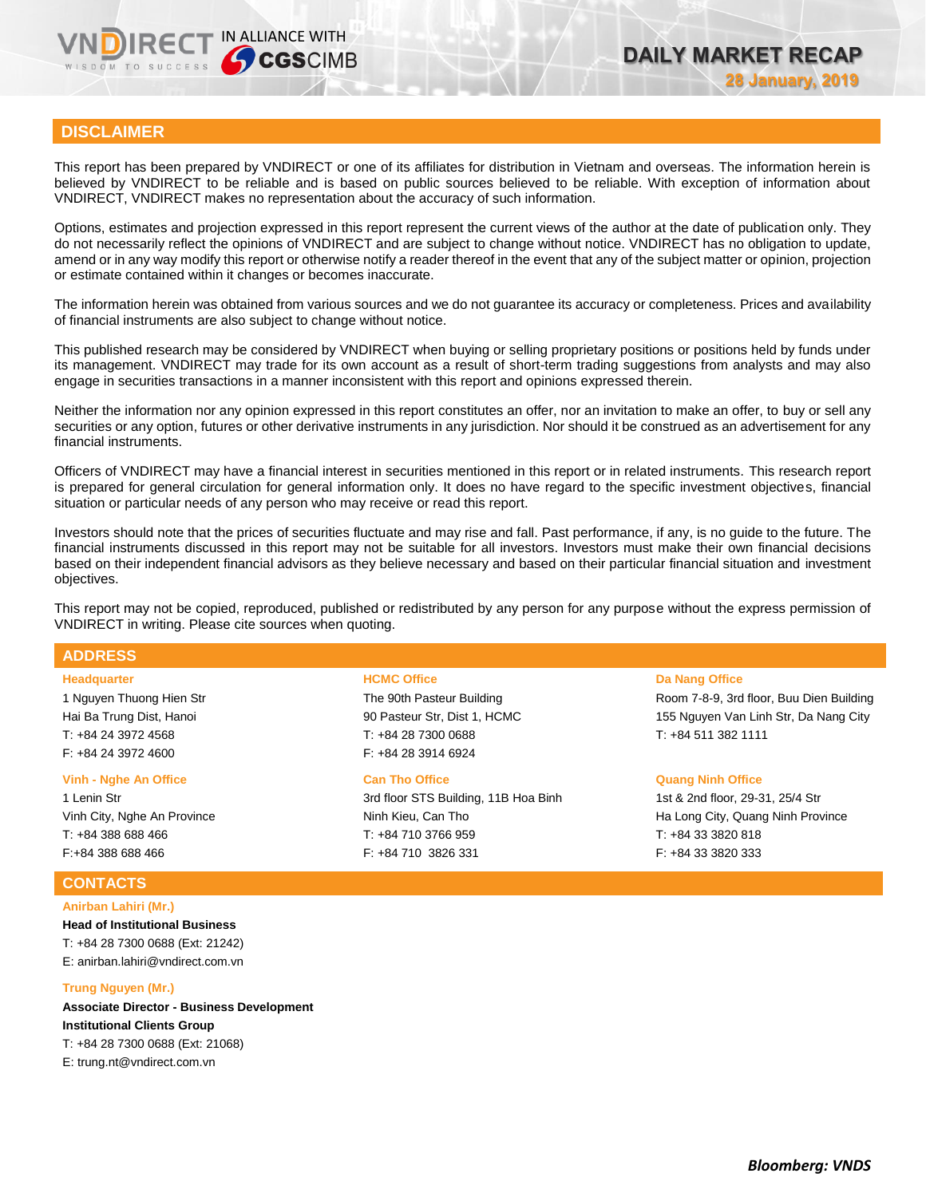## DISCLAIMER

This report has been prepared by VNDIRECT or one of its affiliates for distribution in Vietnam and overseas. The information herein is believed by VNDIRECT to be reliable and is based on public sources believed to be reliable. With exception of information about VNDIRECT, VNDIRECT makes no representation about the accuracy of such information.

Options, estimates and projection expressed in this report represent the current views of the author at the date of publication only. They do not necessarily reflect the opinions of VNDIRECT and are subject to change without notice. VNDIRECT has no obligation to update, amend or in any way modify this report or otherwise notify a reader thereof in the event that any of the subject matter or opinion, projection or estimate contained within it changes or becomes inaccurate.

The information herein was obtained from various sources and we do not guarantee its accuracy or completeness. Prices and availability of financial instruments are also subject to change without notice.

This published research may be considered by VNDIRECT when buying or selling proprietary positions or positions held by funds under its management. VNDIRECT may trade for its own account as a result of short-term trading suggestions from analysts and may also engage in securities transactions in a manner inconsistent with this report and opinions expressed therein.

Neither the information nor any opinion expressed in this report constitutes an offer, nor an invitation to make an offer, to buy or sell any securities or any option, futures or other derivative instruments in any jurisdiction. Nor should it be construed as an advertisement for any financial instruments.

Officers of VNDIRECT may have a financial interest in securities mentioned in this report or in related instruments. This research report is prepared for general circulation for general information only. It does no have regard to the specific investment objectives, financial situation or particular needs of any person who may receive or read this report.

Investors should note that the prices of securities fluctuate and may rise and fall. Past performance, if any, is no guide to the future. The financial instruments discussed in this report may not be suitable for all investors. Investors must make their own financial decisions based on their independent financial advisors as they believe necessary and based on their particular financial situation and investment objectives.

This report may not be copied, reproduced, published or redistributed by any person for any purpose without the express permission of VNDIRECT in writing. Please cite sources when quoting.

## ADDRESS

**Headquarter**
1 Nguyen Thuong Hien Str
Hai Ba Trung Dist, Hanoi
T: +84 24 3972 4568
F: +84 24 3972 4600

**HCMC Office**
The 90th Pasteur Building
90 Pasteur Str, Dist 1, HCMC
T: +84 28 7300 0688
F: +84 28 3914 6924

**Da Nang Office**
Room 7-8-9, 3rd floor, Buu Dien Building
155 Nguyen Van Linh Str, Da Nang City
T: +84 511 382 1111

**Vinh - Nghe An Office**
1 Lenin Str
Vinh City, Nghe An Province
T: +84 388 688 466
F:+84 388 688 466

**Can Tho Office**
3rd floor STS Building, 11B Hoa Binh
Ninh Kieu, Can Tho
T: +84 710 3766 959
F: +84 710 3826 331

**Quang Ninh Office**
1st & 2nd floor, 29-31, 25/4 Str
Ha Long City, Quang Ninh Province
T: +84 33 3820 818
F: +84 33 3820 333

## CONTACTS

**Anirban Lahiri (Mr.)**
**Head of Institutional Business**
T: +84 28 7300 0688 (Ext: 21242)
E: anirban.lahiri@vndirect.com.vn

**Trung Nguyen (Mr.)**
**Associate Director - Business Development**
**Institutional Clients Group**
T: +84 28 7300 0688 (Ext: 21068)
E: trung.nt@vndirect.com.vn

***Bloomberg: VNDS***